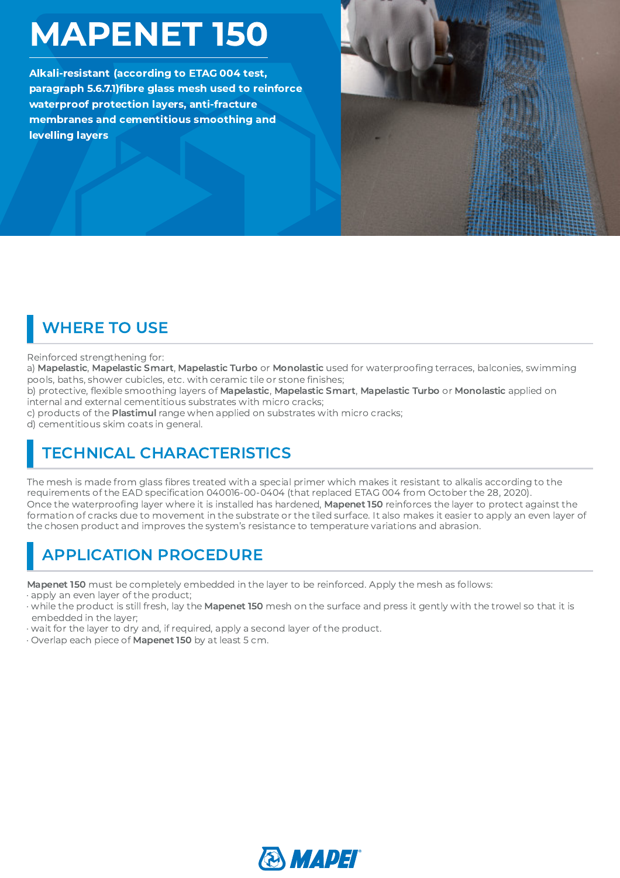# MAPENET 150

**Alkali-resistant (according to ETAG 004 test, paragraph 5.6.7.1)fibre glass mesh used to reinforce waterproof protection layers, anti-fracture membranes and cementitious smoothing and levelling layers**

## WHERE TO USE

Reinforced strengthening for:
a) **Mapelastic**, **Mapelastic Smart**, **Mapelastic Turbo** or **Monolastic** used for waterproofing terraces, balconies, swimming pools, baths, shower cubicles, etc. with ceramic tile or stone finishes;
b) protective, flexible smoothing layers of **Mapelastic**, **Mapelastic Smart**, **Mapelastic Turbo** or **Monolastic** applied on internal and external cementitious substrates with micro cracks;
c) products of the **Plastimul** range when applied on substrates with micro cracks;
d) cementitious skim coats in general.

## TECHNICAL CHARACTERISTICS

The mesh is made from glass fibres treated with a special primer which makes it resistant to alkalis according to the requirements of the EAD specification 040016-00-0404 (that replaced ETAG 004 from October the 28, 2020).
Once the waterproofing layer where it is installed has hardened, **Mapenet 150** reinforces the layer to protect against the formation of cracks due to movement in the substrate or the tiled surface. It also makes it easier to apply an even layer of the chosen product and improves the system's resistance to temperature variations and abrasion.

## APPLICATION PROCEDURE

**Mapenet 150** must be completely embedded in the layer to be reinforced. Apply the mesh as follows:
- apply an even layer of the product;
- while the product is still fresh, lay the **Mapenet 150** mesh on the surface and press it gently with the trowel so that it is embedded in the layer;
- wait for the layer to dry and, if required, apply a second layer of the product.
- Overlap each piece of **Mapenet 150** by at least 5 cm.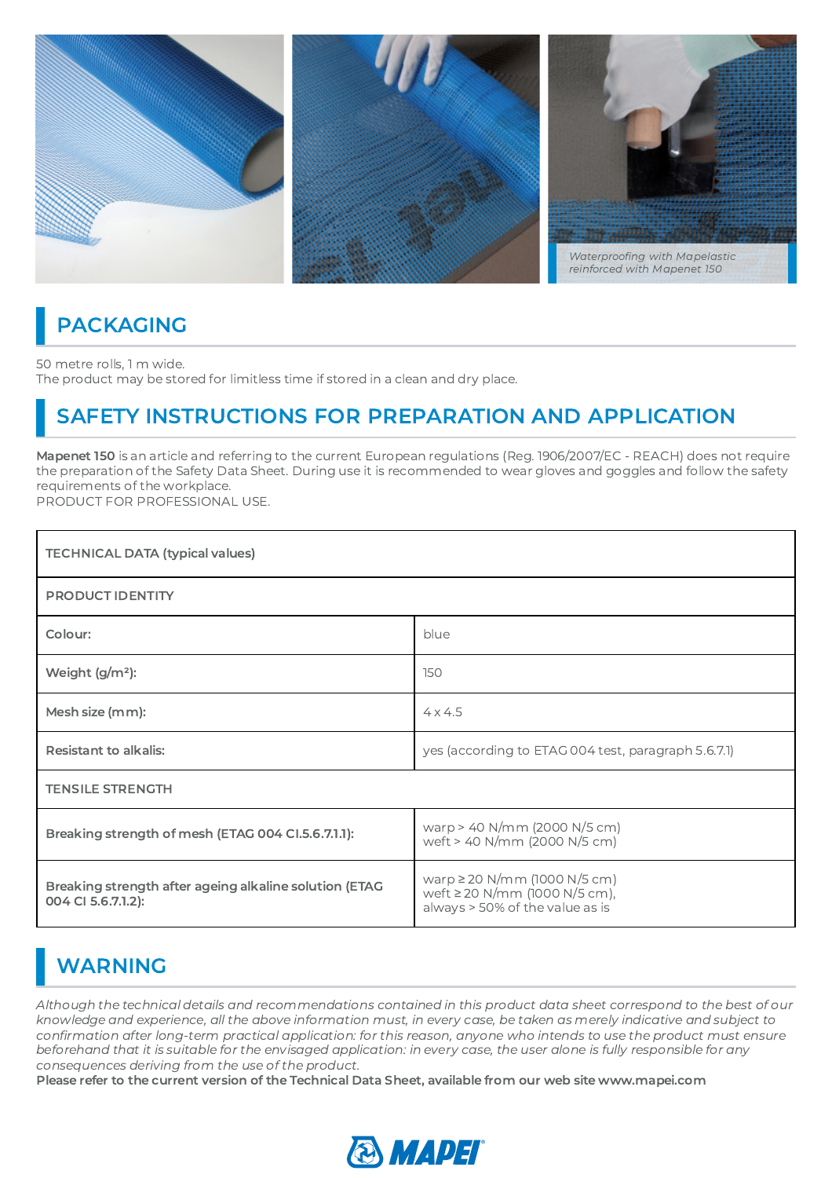Waterproofing with Mapelastic reinforced with Mapenet 150

## PACKAGING

50 metre rolls, 1 m wide.
The product may be stored for limitless time if stored in a clean and dry place.

## SAFETY INSTRUCTIONS FOR PREPARATION AND APPLICATION

**Mapenet 150** is an article and referring to the current European regulations (Reg. 1906/2007/EC - REACH) does not require the preparation of the Safety Data Sheet. During use it is recommended to wear gloves and goggles and follow the safety requirements of the workplace.
PRODUCT FOR PROFESSIONAL USE.

| TECHNICAL DATA (typical values) | |
|---|---|
| **PRODUCT IDENTITY** | |
| Colour: | blue |
| Weight (g/m²): | 150 |
| Mesh size (mm): | 4 x 4.5 |
| Resistant to alkalis: | yes (according to ETAG 004 test, paragraph 5.6.7.1) |
| **TENSILE STRENGTH** | |
| Breaking strength of mesh (ETAG 004 Cl.5.6.7.1.1): | warp > 40 N/mm (2000 N/5 cm)<br>weft > 40 N/mm (2000 N/5 cm) |
| Breaking strength after ageing alkaline solution (ETAG 004 Cl 5.6.7.1.2): | warp ≥ 20 N/mm (1000 N/5 cm)<br>weft ≥ 20 N/mm (1000 N/5 cm),<br>always > 50% of the value as is |

## WARNING

*Although the technical details and recommendations contained in this product data sheet correspond to the best of our knowledge and experience, all the above information must, in every case, be taken as merely indicative and subject to confirmation after long-term practical application: for this reason, anyone who intends to use the product must ensure beforehand that it is suitable for the envisaged application: in every case, the user alone is fully responsible for any consequences deriving from the use of the product.*
**Please refer to the current version of the Technical Data Sheet, available from our web site www.mapei.com**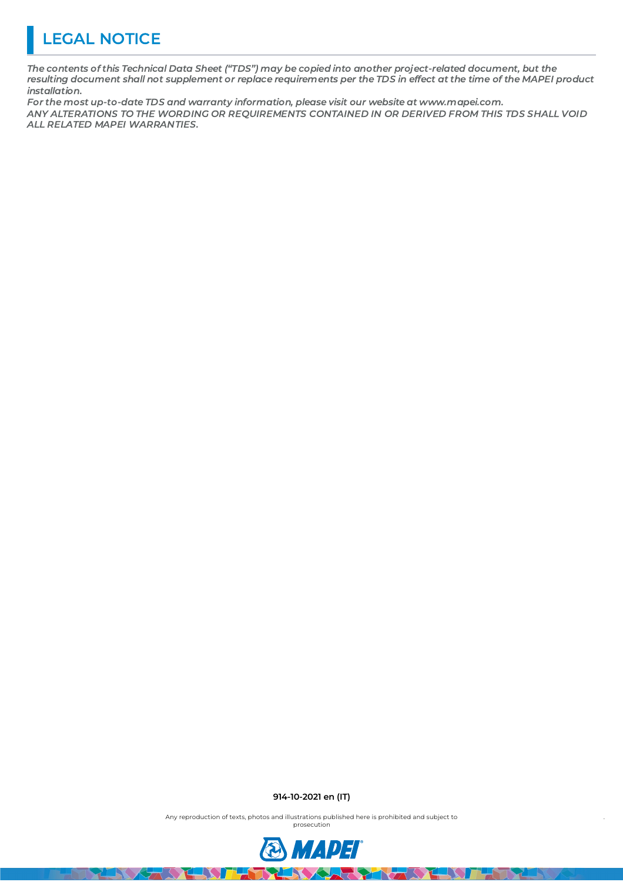## LEGAL NOTICE

***The contents of this Technical Data Sheet ("TDS") may be copied into another project-related document, but the resulting document shall not supplement or replace requirements per the TDS in effect at the time of the MAPEI product installation.***

***For the most up-to-date TDS and warranty information, please visit our website at www.mapei.com.***

***ANY ALTERATIONS TO THE WORDING OR REQUIREMENTS CONTAINED IN OR DERIVED FROM THIS TDS SHALL VOID ALL RELATED MAPEI WARRANTIES.***

**914-10-2021 en (IT)**

Any reproduction of texts, photos and illustrations published here is prohibited and subject to prosecution